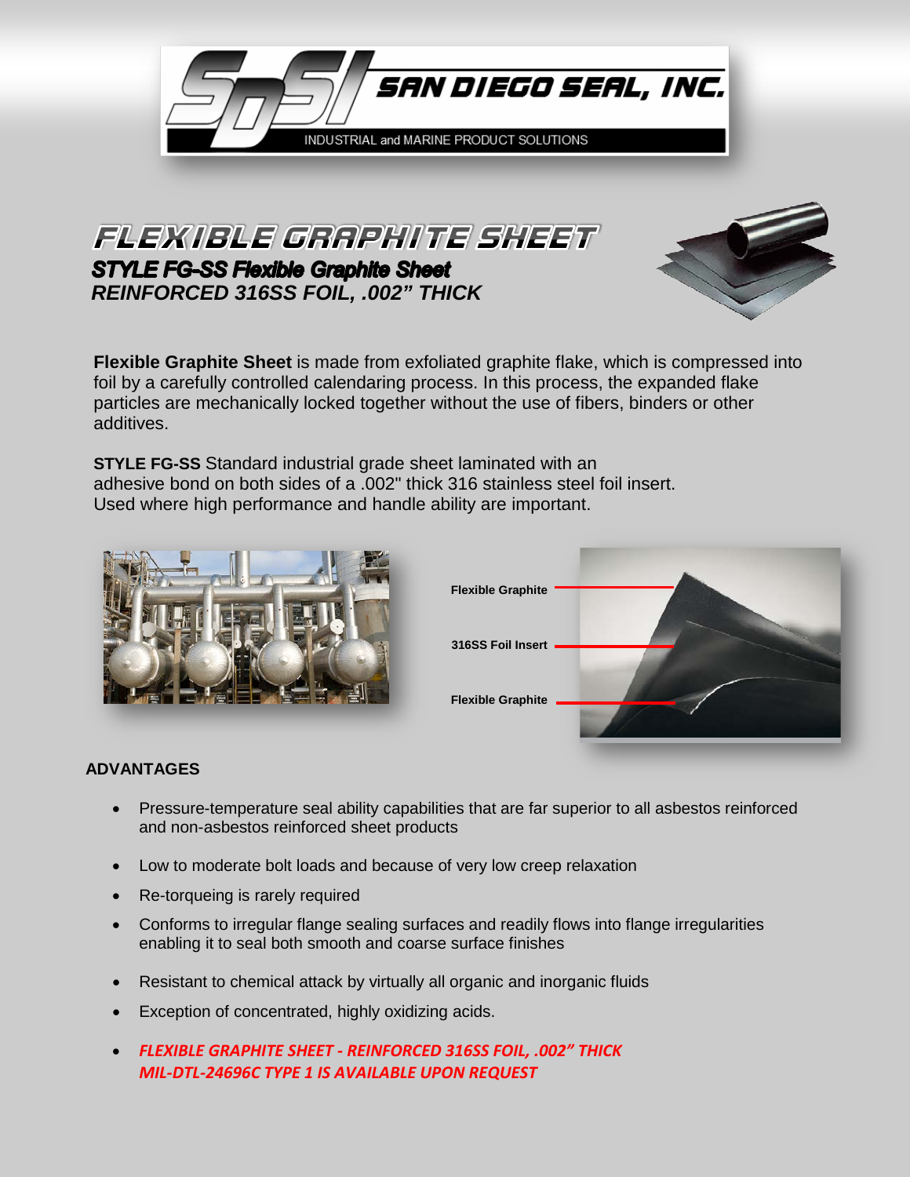SAN DIEGO SEAL, INC.

INDUSTRIAL and MARINE PRODUCT SOLUTIONS

# FLEXIBLE GRAPHITE SHEET

## *STYLE FG-SS Flexible Graphite Sheet*

### *REINFORCED 316SS FOIL, .002" THICK*

**Flexible Graphite Sheet** is made from exfoliated graphite flake, which is compressed into foil by a carefully controlled calendaring process. In this process, the expanded flake particles are mechanically locked together without the use of fibers, binders or other additives.

**STYLE FG-SS** Standard industrial grade sheet laminated with an adhesive bond on both sides of a .002" thick 316 stainless steel foil insert. Used where high performance and handle ability are important.

**Flexible Graphite**

**316SS Foil Insert**

**Flexible Graphite**

### ADVANTAGES

- Pressure-temperature seal ability capabilities that are far superior to all asbestos reinforced and non-asbestos reinforced sheet products
- Low to moderate bolt loads and because of very low creep relaxation
- Re-torqueing is rarely required
- Conforms to irregular flange sealing surfaces and readily flows into flange irregularities enabling it to seal both smooth and coarse surface finishes
- Resistant to chemical attack by virtually all organic and inorganic fluids
- Exception of concentrated, highly oxidizing acids.
- ***FLEXIBLE GRAPHITE SHEET - REINFORCED 316SS FOIL, .002" THICK MIL-DTL-24696C TYPE 1 IS AVAILABLE UPON REQUEST***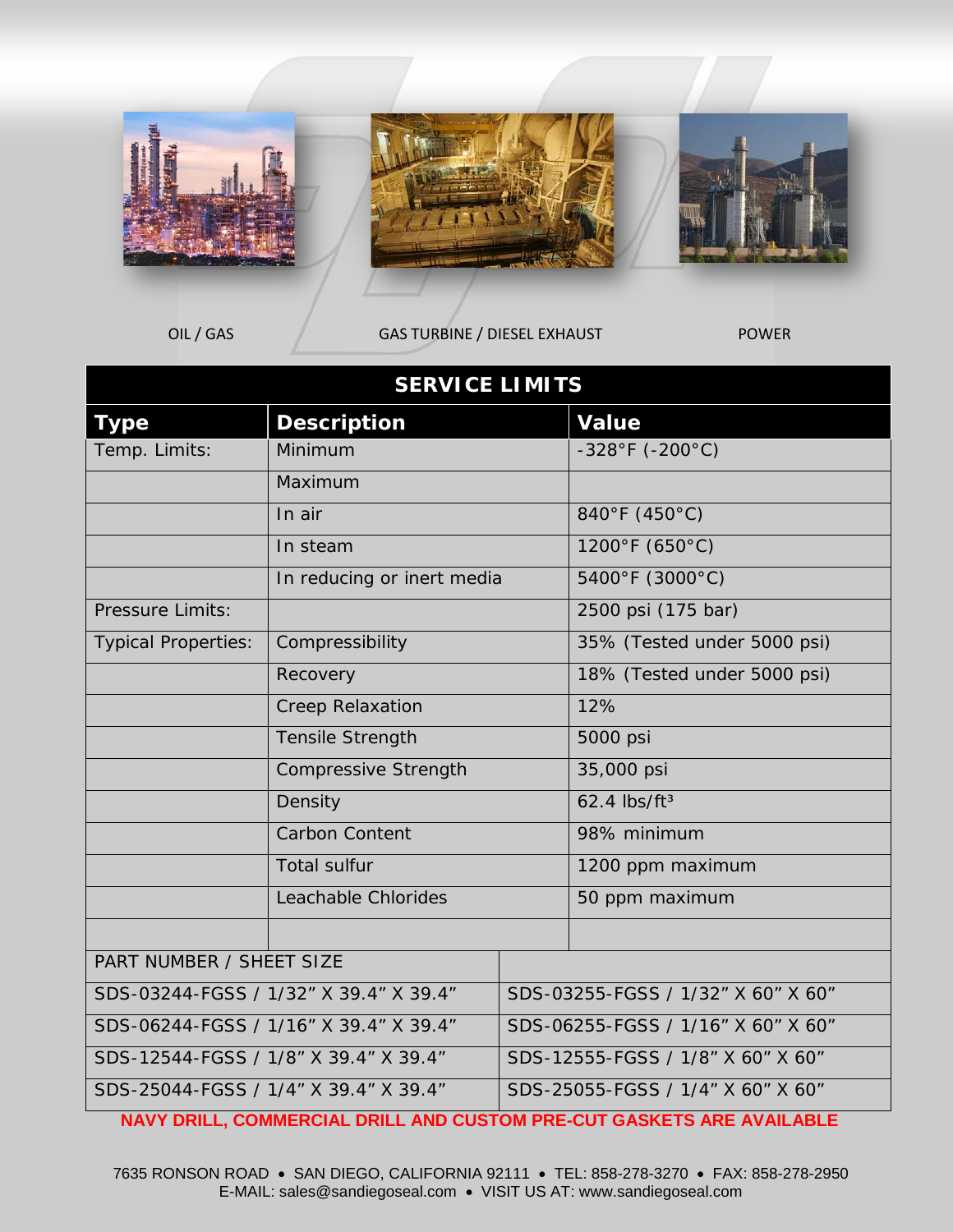OIL / GAS

GAS TURBINE / DIESEL EXHAUST

POWER

| SERVICE LIMITS | | |
| --- | --- | --- |
| **Type** | **Description** | **Value** |
| Temp. Limits: | Minimum | -328°F (-200°C) |
| | Maximum | |
| | In air | 840°F (450°C) |
| | In steam | 1200°F (650°C) |
| | In reducing or inert media | 5400°F (3000°C) |
| Pressure Limits: | | 2500 psi (175 bar) |
| Typical Properties: | Compressibility | 35% (Tested under 5000 psi) |
| | Recovery | 18% (Tested under 5000 psi) |
| | Creep Relaxation | 12% |
| | Tensile Strength | 5000 psi |
| | Compressive Strength | 35,000 psi |
| | Density | 62.4 lbs/ft$^3$ |
| | Carbon Content | 98% minimum |
| | Total sulfur | 1200 ppm maximum |
| | Leachable Chlorides | 50 ppm maximum |
| | | |

| PART NUMBER / SHEET SIZE | |
| --- | --- |
| SDS-03244-FGSS / 1/32” X 39.4” X 39.4” | SDS-03255-FGSS / 1/32” X 60” X 60” |
| SDS-06244-FGSS / 1/16” X 39.4” X 39.4” | SDS-06255-FGSS / 1/16” X 60” X 60” |
| SDS-12544-FGSS / 1/8” X 39.4” X 39.4” | SDS-12555-FGSS / 1/8” X 60” X 60” |
| SDS-25044-FGSS / 1/4” X 39.4” X 39.4” | SDS-25055-FGSS / 1/4” X 60” X 60” |

**NAVY DRILL, COMMERCIAL DRILL AND CUSTOM PRE-CUT GASKETS ARE AVAILABLE**

7635 RONSON ROAD • SAN DIEGO, CALIFORNIA 92111 • TEL: 858-278-3270 • FAX: 858-278-2950
E-MAIL: sales@sandiegoseal.com • VISIT US AT: www.sandiegoseal.com